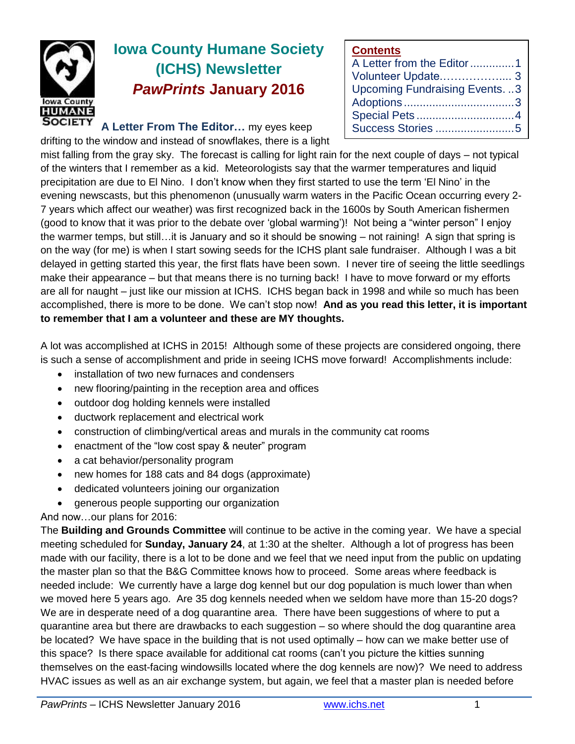# Iowa County Humane Society (ICHS) Newsletter

## *PawPrints* January 2016

**Contents**

- A Letter from the Editor .............. 1
- Volunteer Update.................... 3
- Upcoming Fundraising Events. .. 3
- Adoptions .................................. 3
- Special Pets ............................... 4
- Success Stories ......................... 5

**A Letter From The Editor…** my eyes keep drifting to the window and instead of snowflakes, there is a light mist falling from the gray sky. The forecast is calling for light rain for the next couple of days – not typical of the winters that I remember as a kid. Meteorologists say that the warmer temperatures and liquid precipitation are due to El Nino. I don't know when they first started to use the term 'El Nino' in the evening newscasts, but this phenomenon (unusually warm waters in the Pacific Ocean occurring every 2-7 years which affect our weather) was first recognized back in the 1600s by South American fishermen (good to know that it was prior to the debate over 'global warming')! Not being a "winter person" I enjoy the warmer temps, but still…it is January and so it should be snowing – not raining! A sign that spring is on the way (for me) is when I start sowing seeds for the ICHS plant sale fundraiser. Although I was a bit delayed in getting started this year, the first flats have been sown. I never tire of seeing the little seedlings make their appearance – but that means there is no turning back! I have to move forward or my efforts are all for naught – just like our mission at ICHS. ICHS began back in 1998 and while so much has been accomplished, there is more to be done. We can't stop now! **And as you read this letter, it is important to remember that I am a volunteer and these are MY thoughts.**

A lot was accomplished at ICHS in 2015! Although some of these projects are considered ongoing, there is such a sense of accomplishment and pride in seeing ICHS move forward! Accomplishments include:

- installation of two new furnaces and condensers
- new flooring/painting in the reception area and offices
- outdoor dog holding kennels were installed
- ductwork replacement and electrical work
- construction of climbing/vertical areas and murals in the community cat rooms
- enactment of the "low cost spay & neuter" program
- a cat behavior/personality program
- new homes for 188 cats and 84 dogs (approximate)
- dedicated volunteers joining our organization
- generous people supporting our organization

And now…our plans for 2016:

The **Building and Grounds Committee** will continue to be active in the coming year. We have a special meeting scheduled for **Sunday, January 24**, at 1:30 at the shelter. Although a lot of progress has been made with our facility, there is a lot to be done and we feel that we need input from the public on updating the master plan so that the B&G Committee knows how to proceed. Some areas where feedback is needed include: We currently have a large dog kennel but our dog population is much lower than when we moved here 5 years ago. Are 35 dog kennels needed when we seldom have more than 15-20 dogs? We are in desperate need of a dog quarantine area. There have been suggestions of where to put a quarantine area but there are drawbacks to each suggestion – so where should the dog quarantine area be located? We have space in the building that is not used optimally – how can we make better use of this space? Is there space available for additional cat rooms (can't you picture the kitties sunning themselves on the east-facing windowsills located where the dog kennels are now)? We need to address HVAC issues as well as an air exchange system, but again, we feel that a master plan is needed before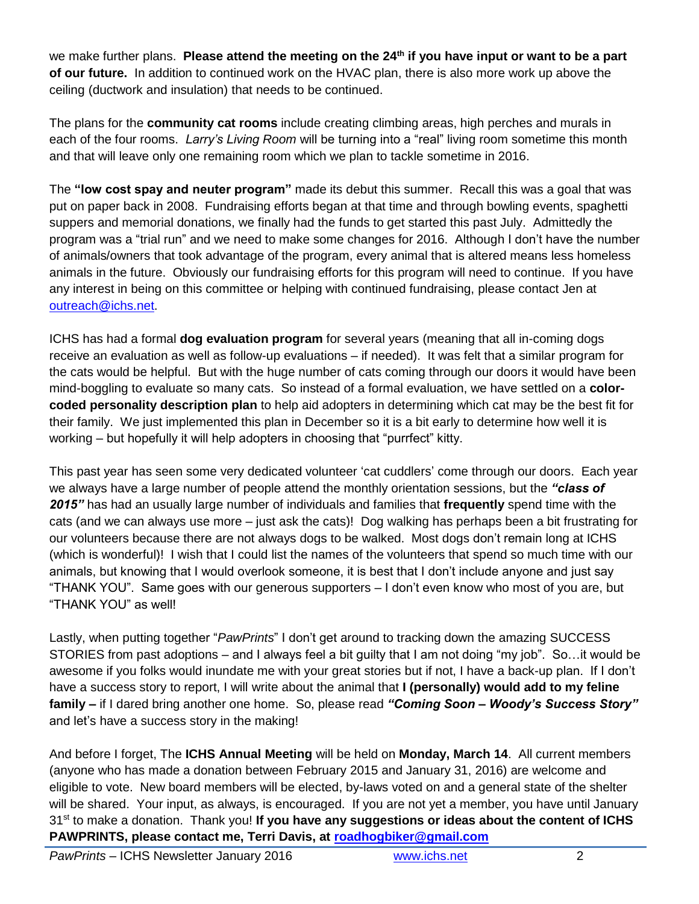we make further plans. **Please attend the meeting on the 24th if you have input or want to be a part of our future.** In addition to continued work on the HVAC plan, there is also more work up above the ceiling (ductwork and insulation) that needs to be continued.

The plans for the **community cat rooms** include creating climbing areas, high perches and murals in each of the four rooms. *Larry's Living Room* will be turning into a "real" living room sometime this month and that will leave only one remaining room which we plan to tackle sometime in 2016.

The **"low cost spay and neuter program"** made its debut this summer. Recall this was a goal that was put on paper back in 2008. Fundraising efforts began at that time and through bowling events, spaghetti suppers and memorial donations, we finally had the funds to get started this past July. Admittedly the program was a "trial run" and we need to make some changes for 2016. Although I don't have the number of animals/owners that took advantage of the program, every animal that is altered means less homeless animals in the future. Obviously our fundraising efforts for this program will need to continue. If you have any interest in being on this committee or helping with continued fundraising, please contact Jen at outreach@ichs.net.

ICHS has had a formal **dog evaluation program** for several years (meaning that all in-coming dogs receive an evaluation as well as follow-up evaluations – if needed). It was felt that a similar program for the cats would be helpful. But with the huge number of cats coming through our doors it would have been mind-boggling to evaluate so many cats. So instead of a formal evaluation, we have settled on a **color-coded personality description plan** to help aid adopters in determining which cat may be the best fit for their family. We just implemented this plan in December so it is a bit early to determine how well it is working – but hopefully it will help adopters in choosing that "purrfect" kitty.

This past year has seen some very dedicated volunteer 'cat cuddlers' come through our doors. Each year we always have a large number of people attend the monthly orientation sessions, but the ***"class of 2015"*** has had an usually large number of individuals and families that **frequently** spend time with the cats (and we can always use more – just ask the cats)! Dog walking has perhaps been a bit frustrating for our volunteers because there are not always dogs to be walked. Most dogs don't remain long at ICHS (which is wonderful)! I wish that I could list the names of the volunteers that spend so much time with our animals, but knowing that I would overlook someone, it is best that I don't include anyone and just say "THANK YOU". Same goes with our generous supporters – I don't even know who most of you are, but "THANK YOU" as well!

Lastly, when putting together "*PawPrints*" I don't get around to tracking down the amazing SUCCESS STORIES from past adoptions – and I always feel a bit guilty that I am not doing "my job". So…it would be awesome if you folks would inundate me with your great stories but if not, I have a back-up plan. If I don't have a success story to report, I will write about the animal that **I (personally) would add to my feline family –** if I dared bring another one home. So, please read ***"Coming Soon – Woody's Success Story"*** and let's have a success story in the making!

And before I forget, The **ICHS Annual Meeting** will be held on **Monday, March 14**. All current members (anyone who has made a donation between February 2015 and January 31, 2016) are welcome and eligible to vote. New board members will be elected, by-laws voted on and a general state of the shelter will be shared. Your input, as always, is encouraged. If you are not yet a member, you have until January 31st to make a donation. Thank you! **If you have any suggestions or ideas about the content of ICHS PAWPRINTS, please contact me, Terri Davis, at roadhogbiker@gmail.com**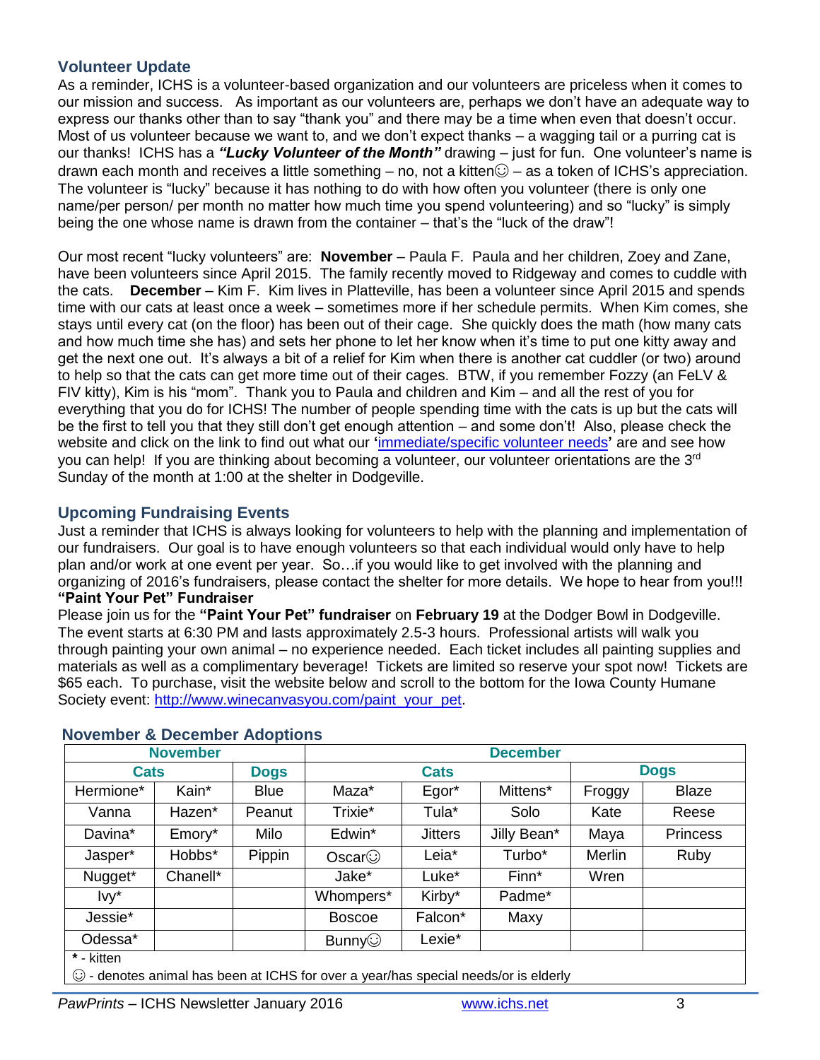## Volunteer Update

As a reminder, ICHS is a volunteer-based organization and our volunteers are priceless when it comes to our mission and success. As important as our volunteers are, perhaps we don't have an adequate way to express our thanks other than to say "thank you" and there may be a time when even that doesn't occur. Most of us volunteer because we want to, and we don't expect thanks – a wagging tail or a purring cat is our thanks! ICHS has a ***"Lucky Volunteer of the Month"*** drawing – just for fun. One volunteer's name is drawn each month and receives a little something – no, not a kitten☺ – as a token of ICHS's appreciation. The volunteer is "lucky" because it has nothing to do with how often you volunteer (there is only one name/per person/ per month no matter how much time you spend volunteering) and so "lucky" is simply being the one whose name is drawn from the container – that's the "luck of the draw"!

Our most recent "lucky volunteers" are: **November** – Paula F. Paula and her children, Zoey and Zane, have been volunteers since April 2015. The family recently moved to Ridgeway and comes to cuddle with the cats. **December** – Kim F. Kim lives in Platteville, has been a volunteer since April 2015 and spends time with our cats at least once a week – sometimes more if her schedule permits. When Kim comes, she stays until every cat (on the floor) has been out of their cage. She quickly does the math (how many cats and how much time she has) and sets her phone to let her know when it's time to put one kitty away and get the next one out. It's always a bit of a relief for Kim when there is another cat cuddler (or two) around to help so that the cats can get more time out of their cages. BTW, if you remember Fozzy (an FeLV & FIV kitty), Kim is his "mom". Thank you to Paula and children and Kim – and all the rest of you for everything that you do for ICHS! The number of people spending time with the cats is up but the cats will be the first to tell you that they still don't get enough attention – and some don't! Also, please check the website and click on the link to find out what our '[immediate/specific volunteer needs](immediate/specific volunteer needs)' are and see how you can help! If you are thinking about becoming a volunteer, our volunteer orientations are the 3rd Sunday of the month at 1:00 at the shelter in Dodgeville.

## Upcoming Fundraising Events

Just a reminder that ICHS is always looking for volunteers to help with the planning and implementation of our fundraisers. Our goal is to have enough volunteers so that each individual would only have to help plan and/or work at one event per year. So…if you would like to get involved with the planning and organizing of 2016's fundraisers, please contact the shelter for more details. We hope to hear from you!!!

**"Paint Your Pet" Fundraiser**

Please join us for the **"Paint Your Pet" fundraiser** on **February 19** at the Dodger Bowl in Dodgeville. The event starts at 6:30 PM and lasts approximately 2.5-3 hours. Professional artists will walk you through painting your own animal – no experience needed. Each ticket includes all painting supplies and materials as well as a complimentary beverage! Tickets are limited so reserve your spot now! Tickets are $65 each. To purchase, visit the website below and scroll to the bottom for the Iowa County Humane Society event: [http://www.winecanvasyou.com/paint_your_pet](http://www.winecanvasyou.com/paint_your_pet).

## November & December Adoptions

| November | | | December | | | | |
|---|---|---|---|---|---|---|---|
| Cats | | Dogs | Cats | | | Dogs | |
| Hermione* | Kain* | Blue | Maza* | Egor* | Mittens* | Froggy | Blaze |
| Vanna | Hazen* | Peanut | Trixie* | Tula* | Solo | Kate | Reese |
| Davina* | Emory* | Milo | Edwin* | Jitters | Jilly Bean* | Maya | Princess |
| Jasper* | Hobbs* | Pippin | Oscar☺ | Leia* | Turbo* | Merlin | Ruby |
| Nugget* | Chanell* | | Jake* | Luke* | Finn* | Wren | |
| Ivy* | | | Whompers* | Kirby* | Padme* | | |
| Jessie* | | | Boscoe | Falcon* | Maxy | | |
| Odessa* | | | Bunny☺ | Lexie* | | | |

**\*** - kitten

☺ - denotes animal has been at ICHS for over a year/has special needs/or is elderly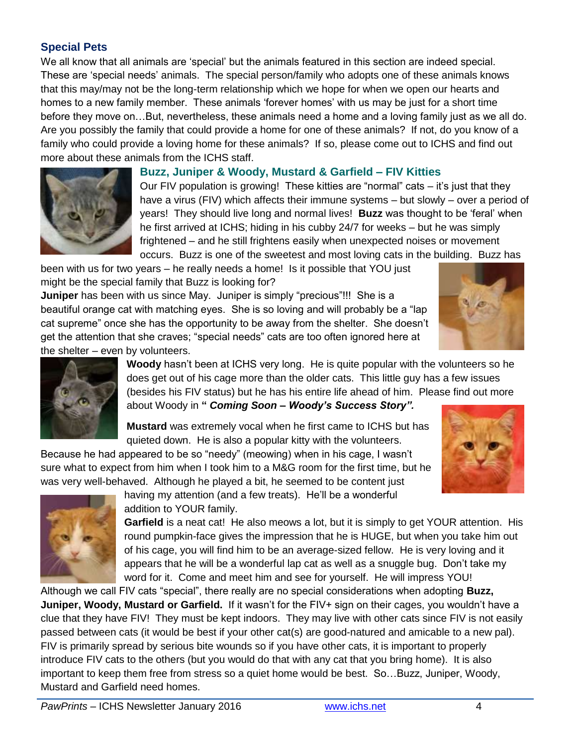## Special Pets

We all know that all animals are 'special' but the animals featured in this section are indeed special. These are 'special needs' animals. The special person/family who adopts one of these animals knows that this may/may not be the long-term relationship which we hope for when we open our hearts and homes to a new family member. These animals 'forever homes' with us may be just for a short time before they move on…But, nevertheless, these animals need a home and a loving family just as we all do. Are you possibly the family that could provide a home for one of these animals? If not, do you know of a family who could provide a loving home for these animals? If so, please come out to ICHS and find out more about these animals from the ICHS staff.

### Buzz, Juniper & Woody, Mustard & Garfield – FIV Kitties

Our FIV population is growing! These kitties are "normal" cats – it's just that they have a virus (FIV) which affects their immune systems – but slowly – over a period of years! They should live long and normal lives! **Buzz** was thought to be 'feral' when he first arrived at ICHS; hiding in his cubby 24/7 for weeks – but he was simply frightened – and he still frightens easily when unexpected noises or movement occurs. Buzz is one of the sweetest and most loving cats in the building. Buzz has been with us for two years – he really needs a home! Is it possible that YOU just might be the special family that Buzz is looking for?

**Juniper** has been with us since May. Juniper is simply "precious"!!! She is a beautiful orange cat with matching eyes. She is so loving and will probably be a "lap cat supreme" once she has the opportunity to be away from the shelter. She doesn't get the attention that she craves; "special needs" cats are too often ignored here at the shelter – even by volunteers.

**Woody** hasn't been at ICHS very long. He is quite popular with the volunteers so he does get out of his cage more than the older cats. This little guy has a few issues (besides his FIV status) but he has his entire life ahead of him. Please find out more about Woody in **" *Coming Soon – Woody's Success Story".***

**Mustard** was extremely vocal when he first came to ICHS but has quieted down. He is also a popular kitty with the volunteers. Because he had appeared to be so "needy" (meowing) when in his cage, I wasn't sure what to expect from him when I took him to a M&G room for the first time, but he was very well-behaved. Although he played a bit, he seemed to be content just having my attention (and a few treats). He'll be a wonderful addition to YOUR family.

**Garfield** is a neat cat! He also meows a lot, but it is simply to get YOUR attention. His round pumpkin-face gives the impression that he is HUGE, but when you take him out of his cage, you will find him to be an average-sized fellow. He is very loving and it appears that he will be a wonderful lap cat as well as a snuggle bug. Don't take my word for it. Come and meet him and see for yourself. He will impress YOU!

Although we call FIV cats "special", there really are no special considerations when adopting **Buzz, Juniper, Woody, Mustard or Garfield.** If it wasn't for the FIV+ sign on their cages, you wouldn't have a clue that they have FIV! They must be kept indoors. They may live with other cats since FIV is not easily passed between cats (it would be best if your other cat(s) are good-natured and amicable to a new pal). FIV is primarily spread by serious bite wounds so if you have other cats, it is important to properly introduce FIV cats to the others (but you would do that with any cat that you bring home). It is also important to keep them free from stress so a quiet home would be best. So…Buzz, Juniper, Woody, Mustard and Garfield need homes.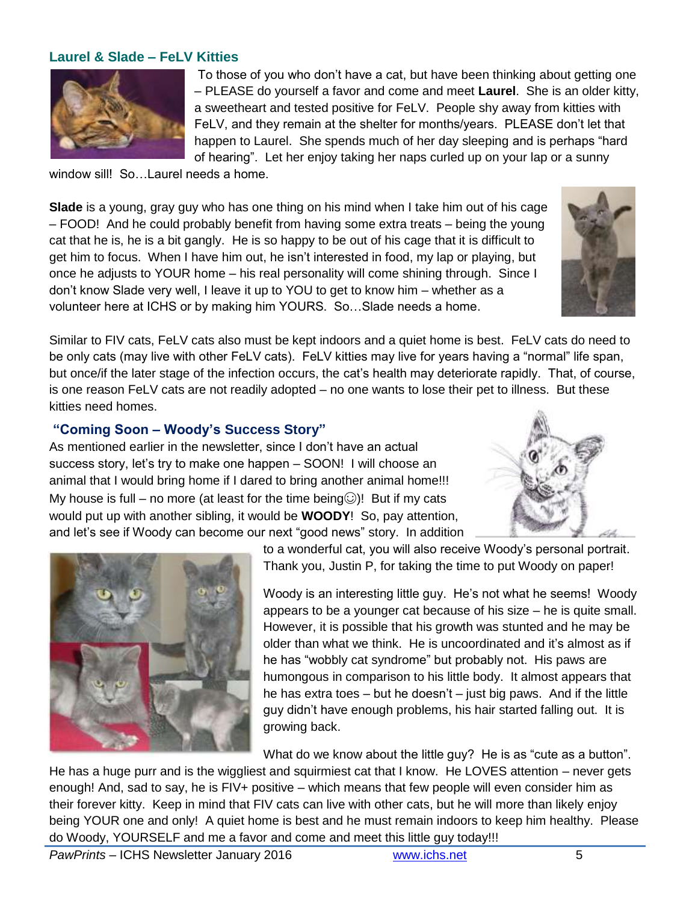## Laurel & Slade – FeLV Kitties

To those of you who don't have a cat, but have been thinking about getting one – PLEASE do yourself a favor and come and meet **Laurel**. She is an older kitty, a sweetheart and tested positive for FeLV. People shy away from kitties with FeLV, and they remain at the shelter for months/years. PLEASE don't let that happen to Laurel. She spends much of her day sleeping and is perhaps "hard of hearing". Let her enjoy taking her naps curled up on your lap or a sunny window sill! So…Laurel needs a home.

**Slade** is a young, gray guy who has one thing on his mind when I take him out of his cage – FOOD! And he could probably benefit from having some extra treats – being the young cat that he is, he is a bit gangly. He is so happy to be out of his cage that it is difficult to get him to focus. When I have him out, he isn't interested in food, my lap or playing, but once he adjusts to YOUR home – his real personality will come shining through. Since I don't know Slade very well, I leave it up to YOU to get to know him – whether as a volunteer here at ICHS or by making him YOURS. So…Slade needs a home.

Similar to FIV cats, FeLV cats also must be kept indoors and a quiet home is best. FeLV cats do need to be only cats (may live with other FeLV cats). FeLV kitties may live for years having a "normal" life span, but once/if the later stage of the infection occurs, the cat's health may deteriorate rapidly. That, of course, is one reason FeLV cats are not readily adopted – no one wants to lose their pet to illness. But these kitties need homes.

## "Coming Soon – Woody's Success Story"

As mentioned earlier in the newsletter, since I don't have an actual success story, let's try to make one happen – SOON! I will choose an animal that I would bring home if I dared to bring another animal home!!! My house is full – no more (at least for the time being☺)! But if my cats would put up with another sibling, it would be **WOODY**! So, pay attention, and let's see if Woody can become our next "good news" story. In addition to a wonderful cat, you will also receive Woody's personal portrait. Thank you, Justin P, for taking the time to put Woody on paper!

Woody is an interesting little guy. He's not what he seems! Woody appears to be a younger cat because of his size – he is quite small. However, it is possible that his growth was stunted and he may be older than what we think. He is uncoordinated and it's almost as if he has "wobbly cat syndrome" but probably not. His paws are humongous in comparison to his little body. It almost appears that he has extra toes – but he doesn't – just big paws. And if the little guy didn't have enough problems, his hair started falling out. It is growing back.

What do we know about the little guy? He is as "cute as a button". He has a huge purr and is the wiggliest and squirmiest cat that I know. He LOVES attention – never gets enough! And, sad to say, he is FIV+ positive – which means that few people will even consider him as their forever kitty. Keep in mind that FIV cats can live with other cats, but he will more than likely enjoy being YOUR one and only! A quiet home is best and he must remain indoors to keep him healthy. Please do Woody, YOURSELF and me a favor and come and meet this little guy today!!!